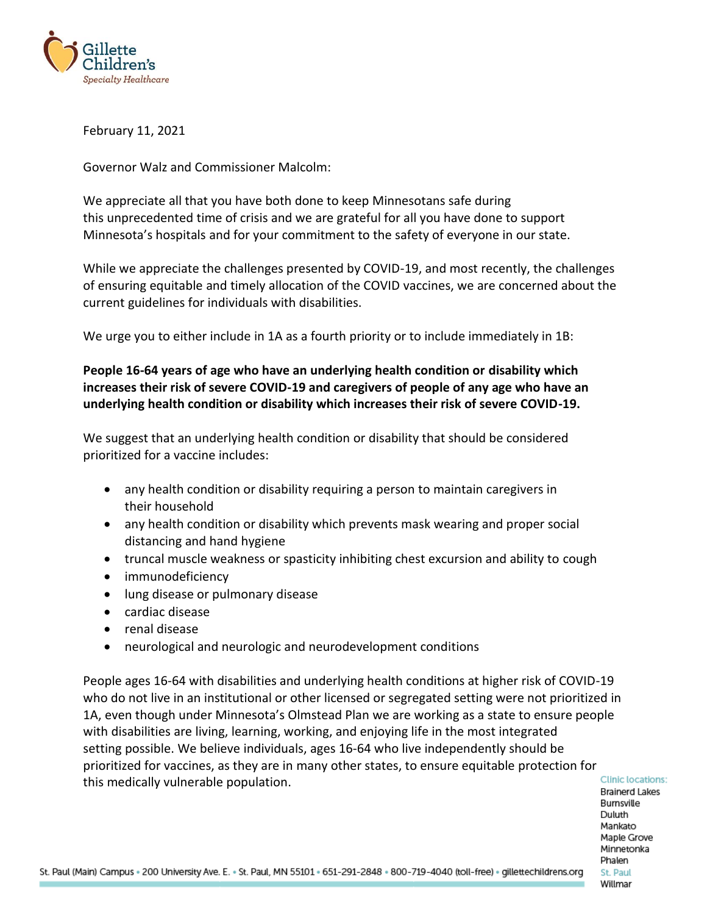Gillette Children's
*Specialty Healthcare*

February 11, 2021

Governor Walz and Commissioner Malcolm:

We appreciate all that you have both done to keep Minnesotans safe during this unprecedented time of crisis and we are grateful for all you have done to support Minnesota's hospitals and for your commitment to the safety of everyone in our state.

While we appreciate the challenges presented by COVID-19, and most recently, the challenges of ensuring equitable and timely allocation of the COVID vaccines, we are concerned about the current guidelines for individuals with disabilities.

We urge you to either include in 1A as a fourth priority or to include immediately in 1B:

**People 16-64 years of age who have an underlying health condition or disability which increases their risk of severe COVID-19 and caregivers of people of any age who have an underlying health condition or disability which increases their risk of severe COVID-19.**

We suggest that an underlying health condition or disability that should be considered prioritized for a vaccine includes:

- any health condition or disability requiring a person to maintain caregivers in their household
- any health condition or disability which prevents mask wearing and proper social distancing and hand hygiene
- truncal muscle weakness or spasticity inhibiting chest excursion and ability to cough
- immunodeficiency
- lung disease or pulmonary disease
- cardiac disease
- renal disease
- neurological and neurologic and neurodevelopment conditions

People ages 16-64 with disabilities and underlying health conditions at higher risk of COVID-19 who do not live in an institutional or other licensed or segregated setting were not prioritized in 1A, even though under Minnesota's Olmstead Plan we are working as a state to ensure people with disabilities are living, learning, working, and enjoying life in the most integrated setting possible. We believe individuals, ages 16-64 who live independently should be prioritized for vaccines, as they are in many other states, to ensure equitable protection for this medically vulnerable population.

Clinic locations:
Brainerd Lakes
Burnsville
Duluth
Mankato
Maple Grove
Minnetonka
Phalen
St. Paul
Willmar

St. Paul (Main) Campus • 200 University Ave. E. • St. Paul, MN 55101 • 651-291-2848 • 800-719-4040 (toll-free) • gillettechildrens.org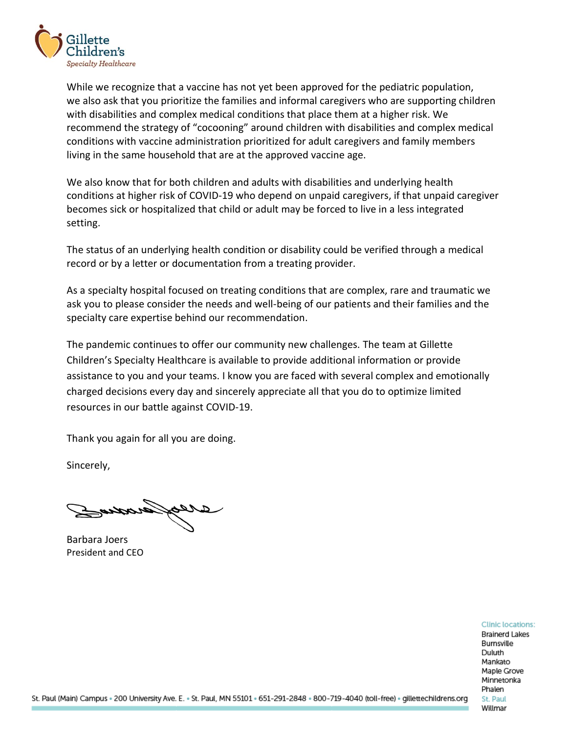While we recognize that a vaccine has not yet been approved for the pediatric population, we also ask that you prioritize the families and informal caregivers who are supporting children with disabilities and complex medical conditions that place them at a higher risk. We recommend the strategy of "cocooning" around children with disabilities and complex medical conditions with vaccine administration prioritized for adult caregivers and family members living in the same household that are at the approved vaccine age.

We also know that for both children and adults with disabilities and underlying health conditions at higher risk of COVID-19 who depend on unpaid caregivers, if that unpaid caregiver becomes sick or hospitalized that child or adult may be forced to live in a less integrated setting.

The status of an underlying health condition or disability could be verified through a medical record or by a letter or documentation from a treating provider.

As a specialty hospital focused on treating conditions that are complex, rare and traumatic we ask you to please consider the needs and well-being of our patients and their families and the specialty care expertise behind our recommendation.

The pandemic continues to offer our community new challenges. The team at Gillette Children's Specialty Healthcare is available to provide additional information or provide assistance to you and your teams. I know you are faced with several complex and emotionally charged decisions every day and sincerely appreciate all that you do to optimize limited resources in our battle against COVID-19.

Thank you again for all you are doing.

Sincerely,

Barbara Joers
President and CEO